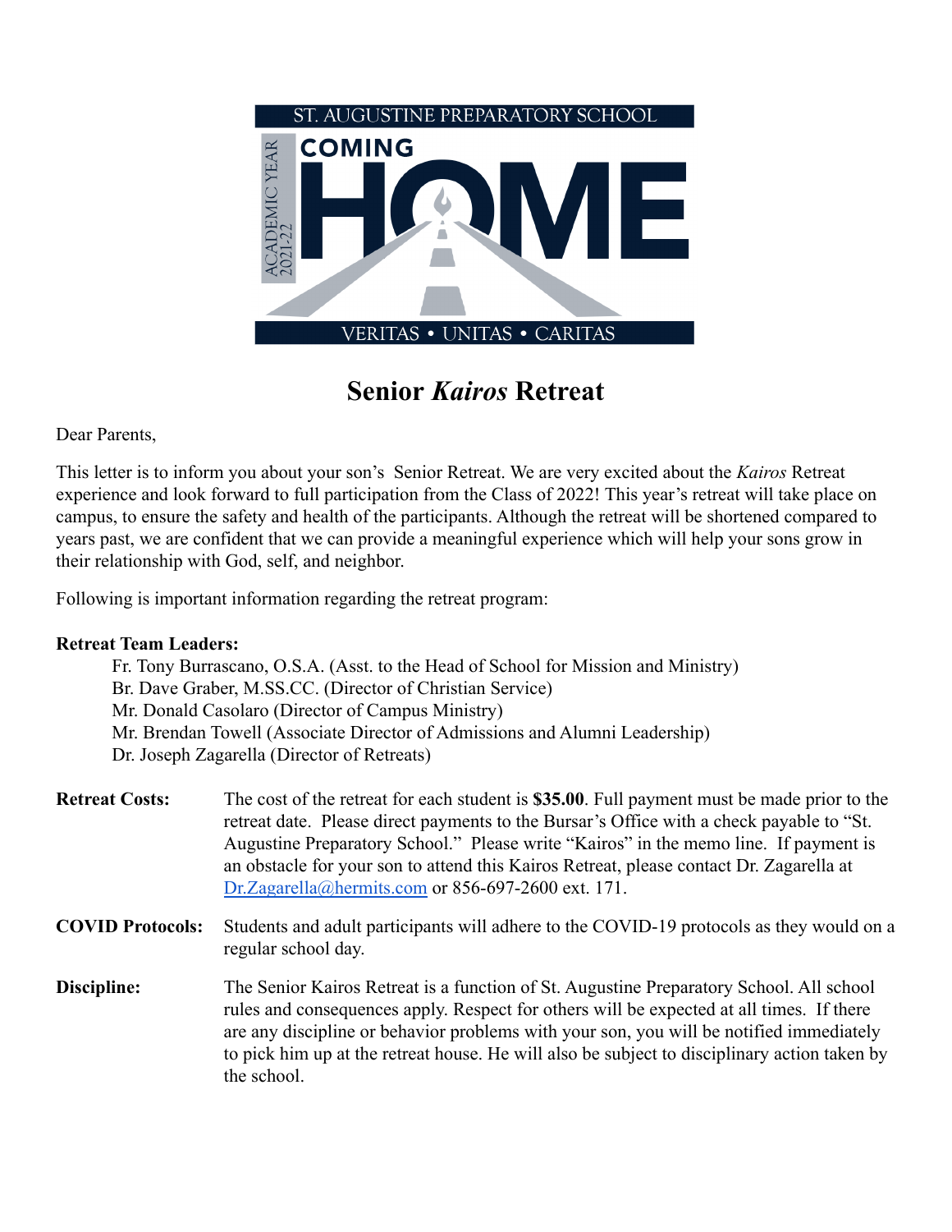ST. AUGUSTINE PREPARATORY SCHOOL

ACADEMIC YEAR 2021-22

COMING HOME

VERITAS • UNITAS • CARITAS

# Senior *Kairos* Retreat

Dear Parents,

This letter is to inform you about your son's Senior Retreat. We are very excited about the *Kairos* Retreat experience and look forward to full participation from the Class of 2022! This year's retreat will take place on campus, to ensure the safety and health of the participants. Although the retreat will be shortened compared to years past, we are confident that we can provide a meaningful experience which will help your sons grow in their relationship with God, self, and neighbor.

Following is important information regarding the retreat program:

**Retreat Team Leaders:**

- Fr. Tony Burrascano, O.S.A. (Asst. to the Head of School for Mission and Ministry)
- Br. Dave Graber, M.SS.CC. (Director of Christian Service)
- Mr. Donald Casolaro (Director of Campus Ministry)
- Mr. Brendan Towell (Associate Director of Admissions and Alumni Leadership)
- Dr. Joseph Zagarella (Director of Retreats)

**Retreat Costs:** The cost of the retreat for each student is **$35.00**. Full payment must be made prior to the retreat date. Please direct payments to the Bursar's Office with a check payable to "St. Augustine Preparatory School." Please write "Kairos" in the memo line. If payment is an obstacle for your son to attend this Kairos Retreat, please contact Dr. Zagarella at Dr.Zagarella@hermits.com or 856-697-2600 ext. 171.

**COVID Protocols:** Students and adult participants will adhere to the COVID-19 protocols as they would on a regular school day.

**Discipline:** The Senior Kairos Retreat is a function of St. Augustine Preparatory School. All school rules and consequences apply. Respect for others will be expected at all times. If there are any discipline or behavior problems with your son, you will be notified immediately to pick him up at the retreat house. He will also be subject to disciplinary action taken by the school.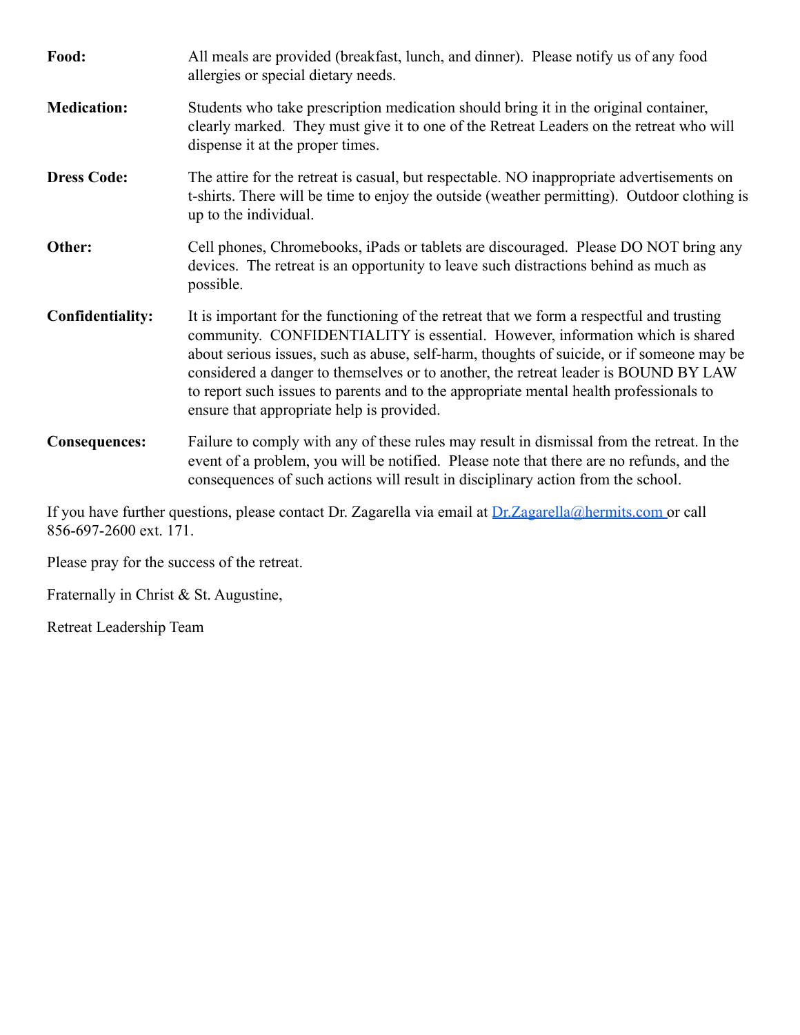**Food:** All meals are provided (breakfast, lunch, and dinner). Please notify us of any food allergies or special dietary needs.

**Medication:** Students who take prescription medication should bring it in the original container, clearly marked. They must give it to one of the Retreat Leaders on the retreat who will dispense it at the proper times.

**Dress Code:** The attire for the retreat is casual, but respectable. NO inappropriate advertisements on t-shirts. There will be time to enjoy the outside (weather permitting). Outdoor clothing is up to the individual.

**Other:** Cell phones, Chromebooks, iPads or tablets are discouraged. Please DO NOT bring any devices. The retreat is an opportunity to leave such distractions behind as much as possible.

**Confidentiality:** It is important for the functioning of the retreat that we form a respectful and trusting community. CONFIDENTIALITY is essential. However, information which is shared about serious issues, such as abuse, self-harm, thoughts of suicide, or if someone may be considered a danger to themselves or to another, the retreat leader is BOUND BY LAW to report such issues to parents and to the appropriate mental health professionals to ensure that appropriate help is provided.

**Consequences:** Failure to comply with any of these rules may result in dismissal from the retreat. In the event of a problem, you will be notified. Please note that there are no refunds, and the consequences of such actions will result in disciplinary action from the school.

If you have further questions, please contact Dr. Zagarella via email at [Dr.Zagarella@hermits.com](mailto:Dr.Zagarella@hermits.com) or call 856-697-2600 ext. 171.

Please pray for the success of the retreat.

Fraternally in Christ & St. Augustine,

Retreat Leadership Team